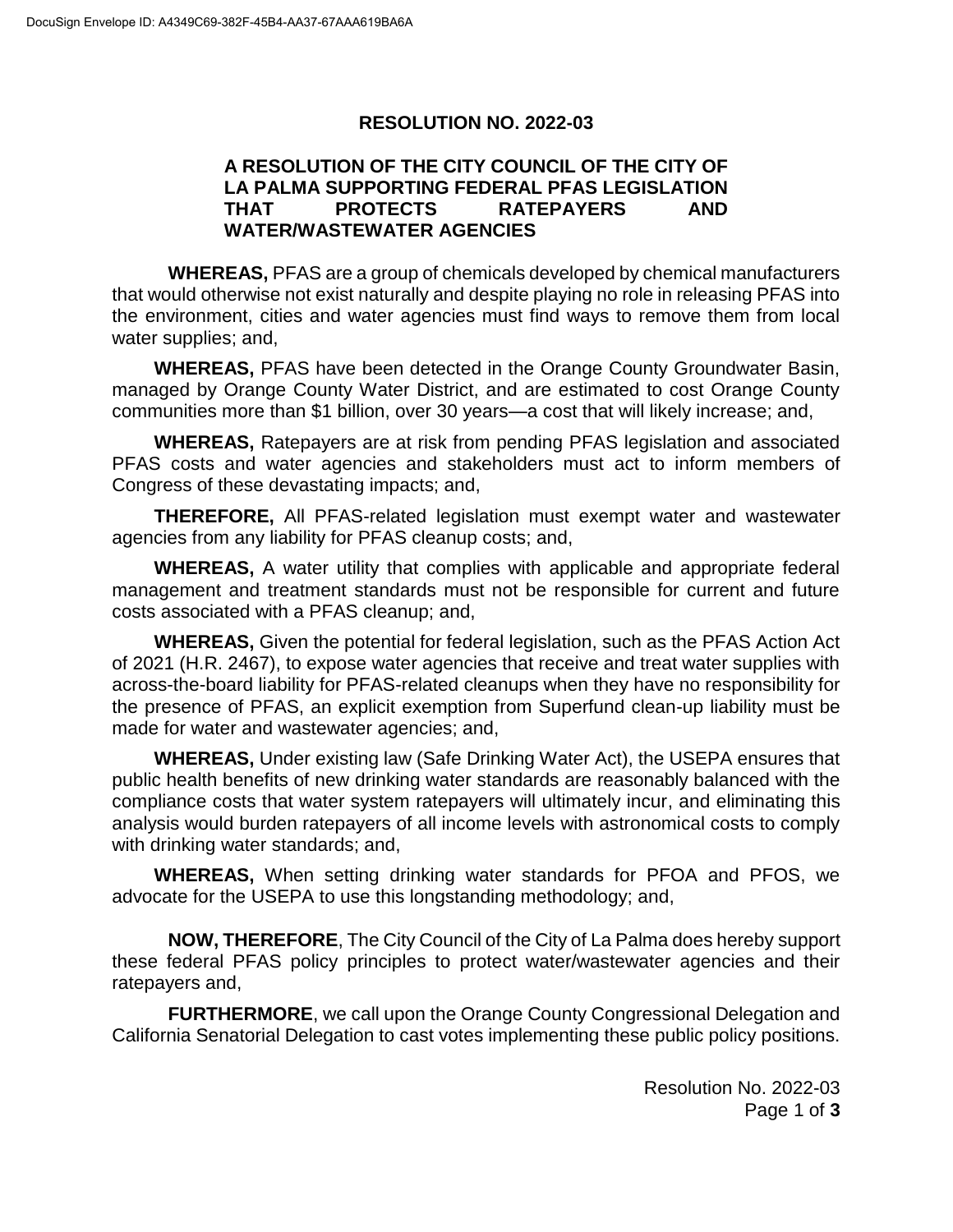# RESOLUTION NO. 2022-03

## A RESOLUTION OF THE CITY COUNCIL OF THE CITY OF LA PALMA SUPPORTING FEDERAL PFAS LEGISLATION THAT PROTECTS RATEPAYERS AND WATER/WASTEWATER AGENCIES

**WHEREAS,** PFAS are a group of chemicals developed by chemical manufacturers that would otherwise not exist naturally and despite playing no role in releasing PFAS into the environment, cities and water agencies must find ways to remove them from local water supplies; and,

**WHEREAS,** PFAS have been detected in the Orange County Groundwater Basin, managed by Orange County Water District, and are estimated to cost Orange County communities more than $1 billion, over 30 years—a cost that will likely increase; and,

**WHEREAS,** Ratepayers are at risk from pending PFAS legislation and associated PFAS costs and water agencies and stakeholders must act to inform members of Congress of these devastating impacts; and,

**THEREFORE,** All PFAS-related legislation must exempt water and wastewater agencies from any liability for PFAS cleanup costs; and,

**WHEREAS,** A water utility that complies with applicable and appropriate federal management and treatment standards must not be responsible for current and future costs associated with a PFAS cleanup; and,

**WHEREAS,** Given the potential for federal legislation, such as the PFAS Action Act of 2021 (H.R. 2467), to expose water agencies that receive and treat water supplies with across-the-board liability for PFAS-related cleanups when they have no responsibility for the presence of PFAS, an explicit exemption from Superfund clean-up liability must be made for water and wastewater agencies; and,

**WHEREAS,** Under existing law (Safe Drinking Water Act), the USEPA ensures that public health benefits of new drinking water standards are reasonably balanced with the compliance costs that water system ratepayers will ultimately incur, and eliminating this analysis would burden ratepayers of all income levels with astronomical costs to comply with drinking water standards; and,

**WHEREAS,** When setting drinking water standards for PFOA and PFOS, we advocate for the USEPA to use this longstanding methodology; and,

**NOW, THEREFORE**, The City Council of the City of La Palma does hereby support these federal PFAS policy principles to protect water/wastewater agencies and their ratepayers and,

**FURTHERMORE**, we call upon the Orange County Congressional Delegation and California Senatorial Delegation to cast votes implementing these public policy positions.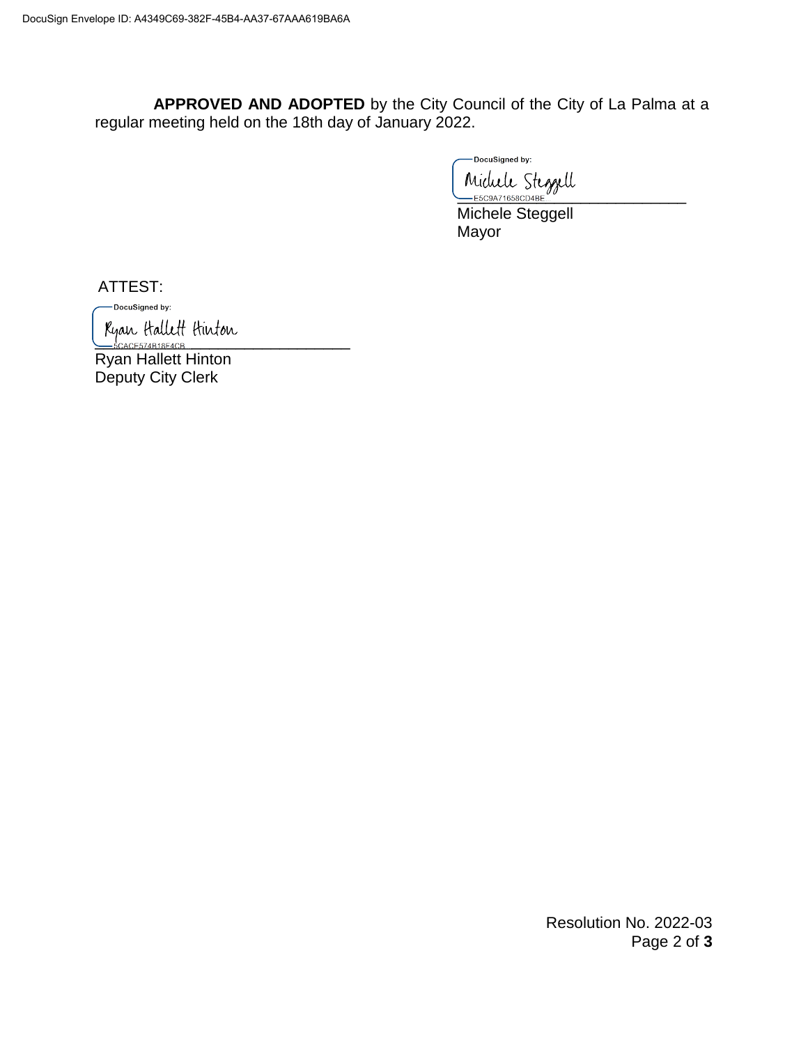**APPROVED AND ADOPTED** by the City Council of the City of La Palma at a regular meeting held on the 18th day of January 2022.

DocuSigned by:
Michele Steggell
E5C9A71658CD4BE...
_______________________________
Michele Steggell
Mayor

ATTEST:

DocuSigned by:
Ryan Hallett Hinton
5CACE574B18F4CB...
_______________________________
Ryan Hallett Hinton
Deputy City Clerk

Resolution No. 2022-03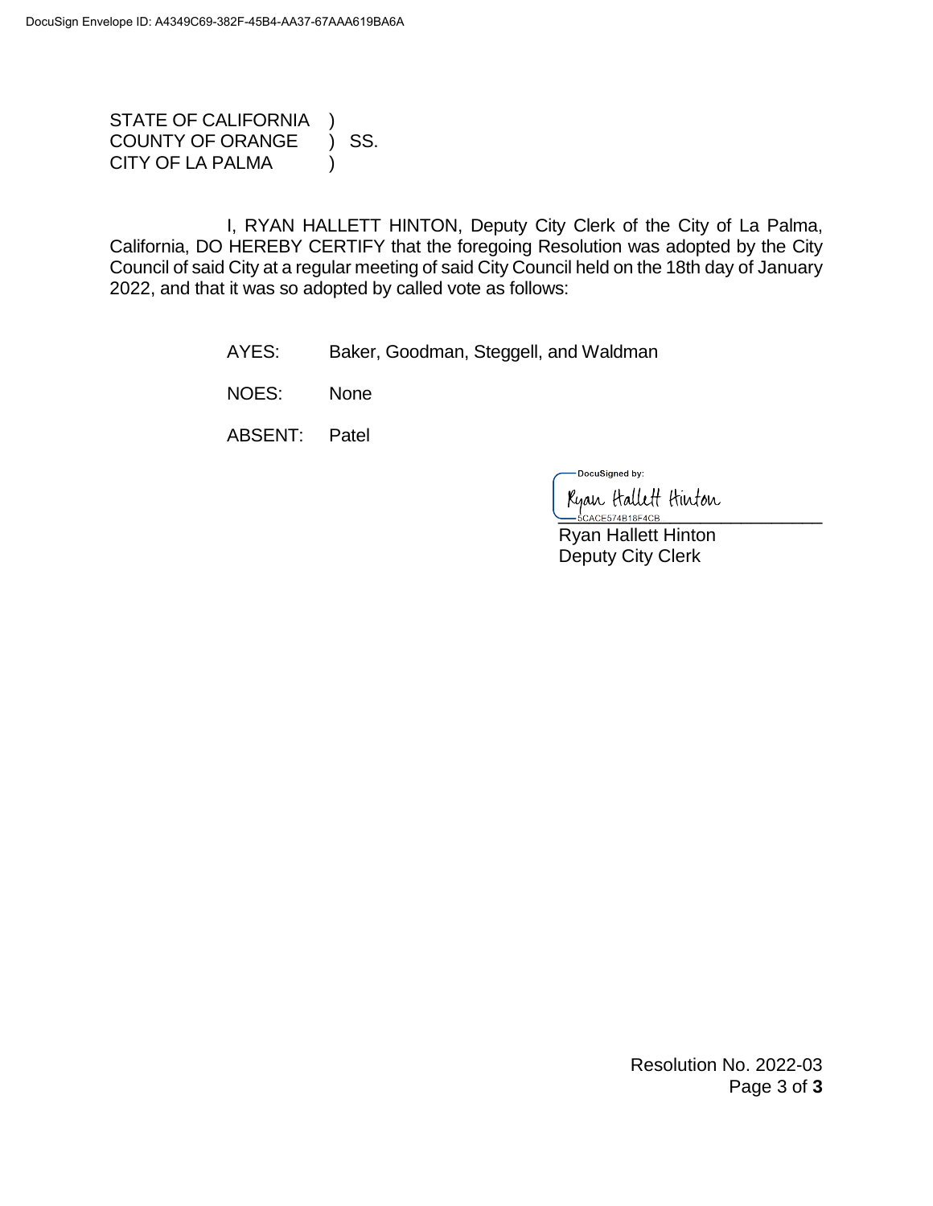STATE OF CALIFORNIA )
COUNTY OF ORANGE ) SS.
CITY OF LA PALMA )

I, RYAN HALLETT HINTON, Deputy City Clerk of the City of La Palma, California, DO HEREBY CERTIFY that the foregoing Resolution was adopted by the City Council of said City at a regular meeting of said City Council held on the 18th day of January 2022, and that it was so adopted by called vote as follows:

AYES: Baker, Goodman, Steggell, and Waldman

NOES: None

ABSENT: Patel

DocuSigned by:

Ryan Hallett Hinton

5CACE574B18F4CB

Ryan Hallett Hinton
Deputy City Clerk

Resolution No. 2022-03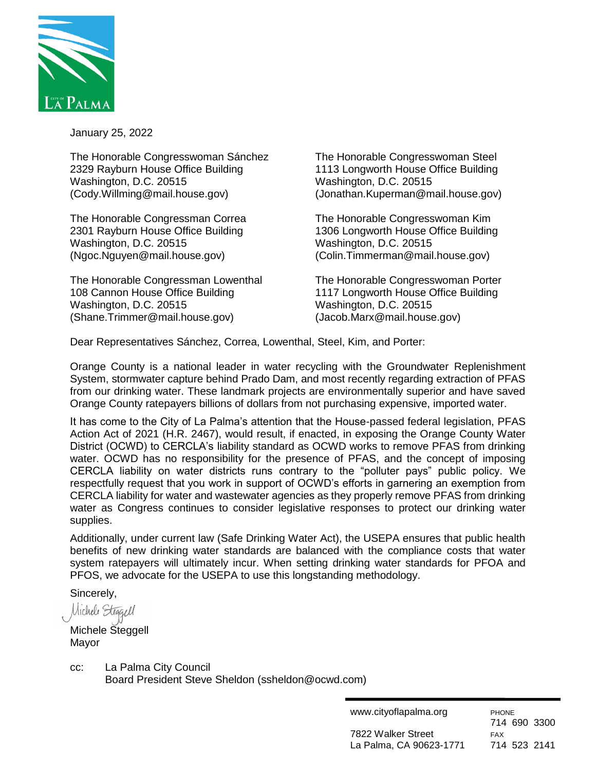LA PALMA

January 25, 2022

The Honorable Congresswoman Sánchez
2329 Rayburn House Office Building
Washington, D.C. 20515
(Cody.Willming@mail.house.gov)

The Honorable Congressman Correa
2301 Rayburn House Office Building
Washington, D.C. 20515
(Ngoc.Nguyen@mail.house.gov)

The Honorable Congressman Lowenthal
108 Cannon House Office Building
Washington, D.C. 20515
(Shane.Trimmer@mail.house.gov)

The Honorable Congresswoman Steel
1113 Longworth House Office Building
Washington, D.C. 20515
(Jonathan.Kuperman@mail.house.gov)

The Honorable Congresswoman Kim
1306 Longworth House Office Building
Washington, D.C. 20515
(Colin.Timmerman@mail.house.gov)

The Honorable Congresswoman Porter
1117 Longworth House Office Building
Washington, D.C. 20515
(Jacob.Marx@mail.house.gov)

Dear Representatives Sánchez, Correa, Lowenthal, Steel, Kim, and Porter:

Orange County is a national leader in water recycling with the Groundwater Replenishment System, stormwater capture behind Prado Dam, and most recently regarding extraction of PFAS from our drinking water. These landmark projects are environmentally superior and have saved Orange County ratepayers billions of dollars from not purchasing expensive, imported water.

It has come to the City of La Palma's attention that the House-passed federal legislation, PFAS Action Act of 2021 (H.R. 2467), would result, if enacted, in exposing the Orange County Water District (OCWD) to CERCLA's liability standard as OCWD works to remove PFAS from drinking water. OCWD has no responsibility for the presence of PFAS, and the concept of imposing CERCLA liability on water districts runs contrary to the "polluter pays" public policy. We respectfully request that you work in support of OCWD's efforts in garnering an exemption from CERCLA liability for water and wastewater agencies as they properly remove PFAS from drinking water as Congress continues to consider legislative responses to protect our drinking water supplies.

Additionally, under current law (Safe Drinking Water Act), the USEPA ensures that public health benefits of new drinking water standards are balanced with the compliance costs that water system ratepayers will ultimately incur. When setting drinking water standards for PFOA and PFOS, we advocate for the USEPA to use this longstanding methodology.

Sincerely,

Michele Steggell

Michele Steggell
Mayor

cc: La Palma City Council
Board President Steve Sheldon (ssheldon@ocwd.com)

www.cityoflapalma.org
7822 Walker Street
La Palma, CA 90623-1771

PHONE
714 690 3300
FAX
714 523 2141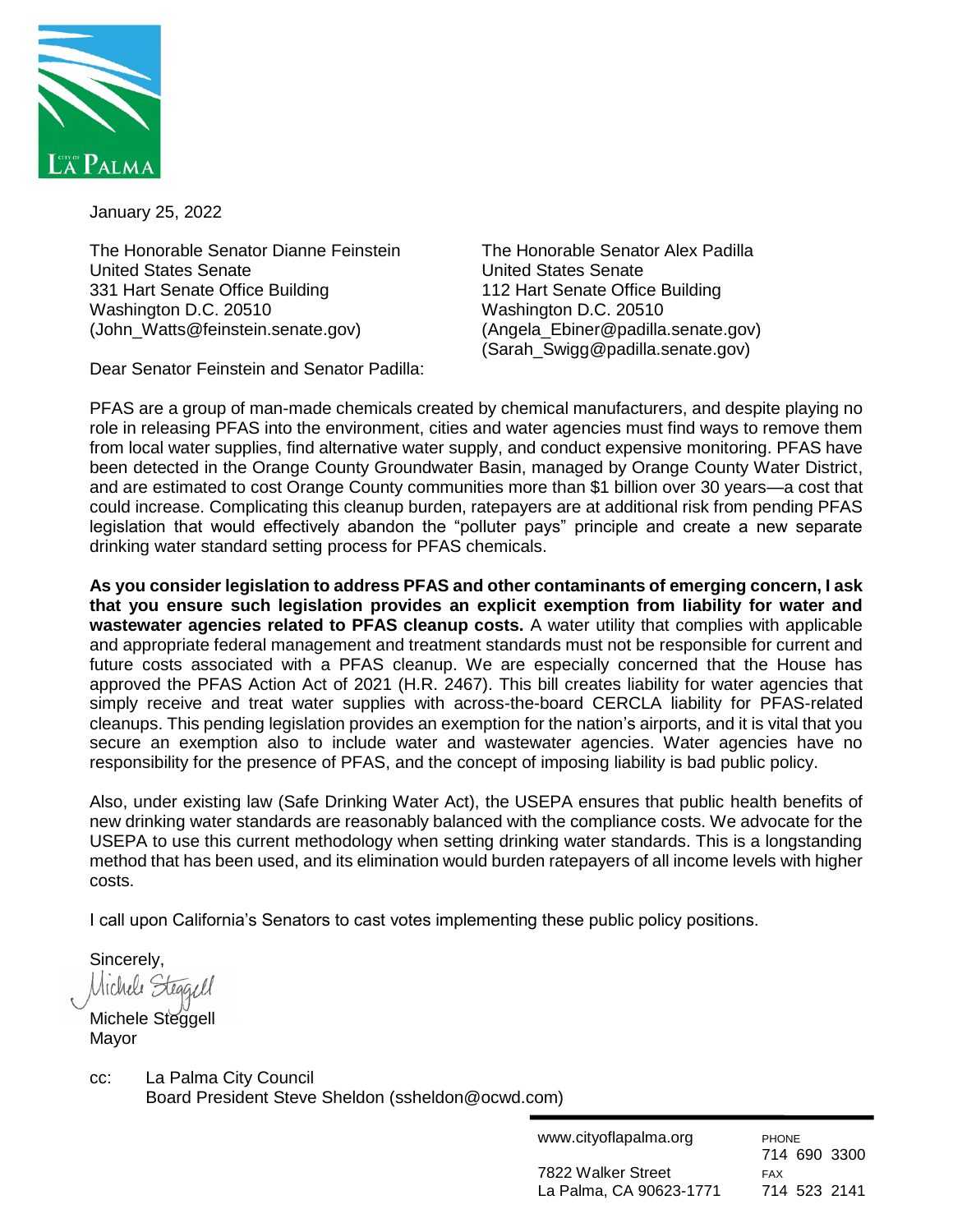LA PALMA

January 25, 2022

The Honorable Senator Dianne Feinstein
United States Senate
331 Hart Senate Office Building
Washington D.C. 20510
(John_Watts@feinstein.senate.gov)

The Honorable Senator Alex Padilla
United States Senate
112 Hart Senate Office Building
Washington D.C. 20510
(Angela_Ebiner@padilla.senate.gov)
(Sarah_Swigg@padilla.senate.gov)

Dear Senator Feinstein and Senator Padilla:

PFAS are a group of man-made chemicals created by chemical manufacturers, and despite playing no role in releasing PFAS into the environment, cities and water agencies must find ways to remove them from local water supplies, find alternative water supply, and conduct expensive monitoring. PFAS have been detected in the Orange County Groundwater Basin, managed by Orange County Water District, and are estimated to cost Orange County communities more than $1 billion over 30 years—a cost that could increase. Complicating this cleanup burden, ratepayers are at additional risk from pending PFAS legislation that would effectively abandon the "polluter pays" principle and create a new separate drinking water standard setting process for PFAS chemicals.

**As you consider legislation to address PFAS and other contaminants of emerging concern, I ask that you ensure such legislation provides an explicit exemption from liability for water and wastewater agencies related to PFAS cleanup costs.** A water utility that complies with applicable and appropriate federal management and treatment standards must not be responsible for current and future costs associated with a PFAS cleanup. We are especially concerned that the House has approved the PFAS Action Act of 2021 (H.R. 2467). This bill creates liability for water agencies that simply receive and treat water supplies with across-the-board CERCLA liability for PFAS-related cleanups. This pending legislation provides an exemption for the nation's airports, and it is vital that you secure an exemption also to include water and wastewater agencies. Water agencies have no responsibility for the presence of PFAS, and the concept of imposing liability is bad public policy.

Also, under existing law (Safe Drinking Water Act), the USEPA ensures that public health benefits of new drinking water standards are reasonably balanced with the compliance costs. We advocate for the USEPA to use this current methodology when setting drinking water standards. This is a longstanding method that has been used, and its elimination would burden ratepayers of all income levels with higher costs.

I call upon California's Senators to cast votes implementing these public policy positions.

Sincerely,

Michele Steggell
Mayor

cc: La Palma City Council
Board President Steve Sheldon (ssheldon@ocwd.com)

www.cityoflapalma.org
7822 Walker Street
La Palma, CA 90623-1771

PHONE 714 690 3300
FAX 714 523 2141